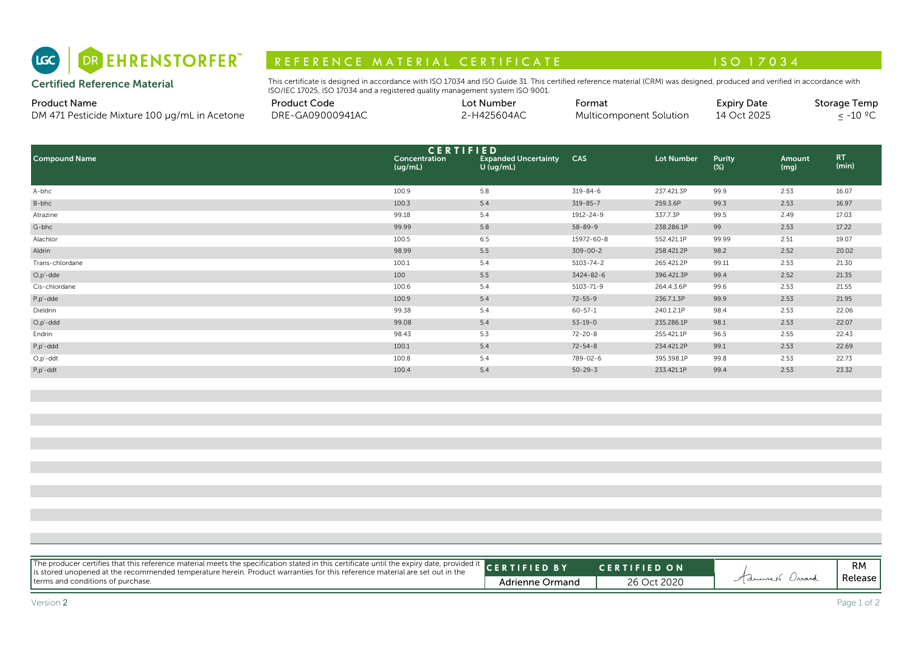LGC | DR EHRENSTORFER™

# REFERENCE MATERIAL CERTIFICATE — ISO 17034

**Certified Reference Material**

This certificate is designed in accordance with ISO 17034 and ISO Guide 31. This certified reference material (CRM) was designed, produced and verified in accordance with ISO/IEC 17025, ISO 17034 and a registered quality management system ISO 9001.

| Product Name | Product Code | Lot Number | Format | Expiry Date | Storage Temp |
|---|---|---|---|---|---|
| DM 471 Pesticide Mixture 100 µg/mL in Acetone | DRE-GA09000941AC | 2-H425604AC | Multicomponent Solution | 14 Oct 2025 | ≤ -10 ºC |

| Compound Name | CERTIFIED Concentration (ug/mL) | CERTIFIED Expanded Uncertainty U (ug/mL) | CAS | Lot Number | Purity (%) | Amount (mg) | RT (min) |
|---|---|---|---|---|---|---|---|
| A-bhc | 100.9 | 5.8 | 319-84-6 | 237.421.3P | 99.9 | 2.53 | 16.07 |
| B-bhc | 100.3 | 5.4 | 319-85-7 | 259.3.6P | 99.3 | 2.53 | 16.97 |
| Atrazine | 99.18 | 5.4 | 1912-24-9 | 337.7.3P | 99.5 | 2.49 | 17.03 |
| G-bhc | 99.99 | 5.8 | 58-89-9 | 238.286.1P | 99 | 2.53 | 17.22 |
| Alachlor | 100.5 | 6.5 | 15972-60-8 | 552.421.1P | 99.99 | 2.51 | 19.07 |
| Aldrin | 98.99 | 5.5 | 309-00-2 | 258.421.2P | 98.2 | 2.52 | 20.02 |
| Trans-chlordane | 100.1 | 5.4 | 5103-74-2 | 265.421.2P | 99.11 | 2.53 | 21.30 |
| O,p'-dde | 100 | 5.5 | 3424-82-6 | 396.421.3P | 99.4 | 2.52 | 21.35 |
| Cis-chlordane | 100.6 | 5.4 | 5103-71-9 | 264.4.3.6P | 99.6 | 2.53 | 21.55 |
| P,p'-dde | 100.9 | 5.4 | 72-55-9 | 236.7.1.3P | 99.9 | 2.53 | 21.95 |
| Dieldrin | 99.38 | 5.4 | 60-57-1 | 240.1.2.1P | 98.4 | 2.53 | 22.06 |
| O,p'-ddd | 99.08 | 5.4 | 53-19-0 | 235.286.1P | 98.1 | 2.53 | 22.07 |
| Endrin | 98.43 | 5.3 | 72-20-8 | 255.421.1P | 96.5 | 2.55 | 22.43 |
| P,p'-ddd | 100.1 | 5.4 | 72-54-8 | 234.421.2P | 99.1 | 2.53 | 22.69 |
| O,p'-ddt | 100.8 | 5.4 | 789-02-6 | 395.398.1P | 99.8 | 2.53 | 22.73 |
| P,p'-ddt | 100.4 | 5.4 | 50-29-3 | 233.421.1P | 99.4 | 2.53 | 23.32 |

The producer certifies that this reference material meets the specification stated in this certificate until the expiry date, provided it is stored unopened at the recommended temperature herein. Product warranties for this reference material are set out in the terms and conditions of purchase.

| CERTIFIED BY | CERTIFIED ON | | |
|---|---|---|---|
| Adrienne Ormand | 26 Oct 2020 | Adrienne Ormand | RM Release |

Version 2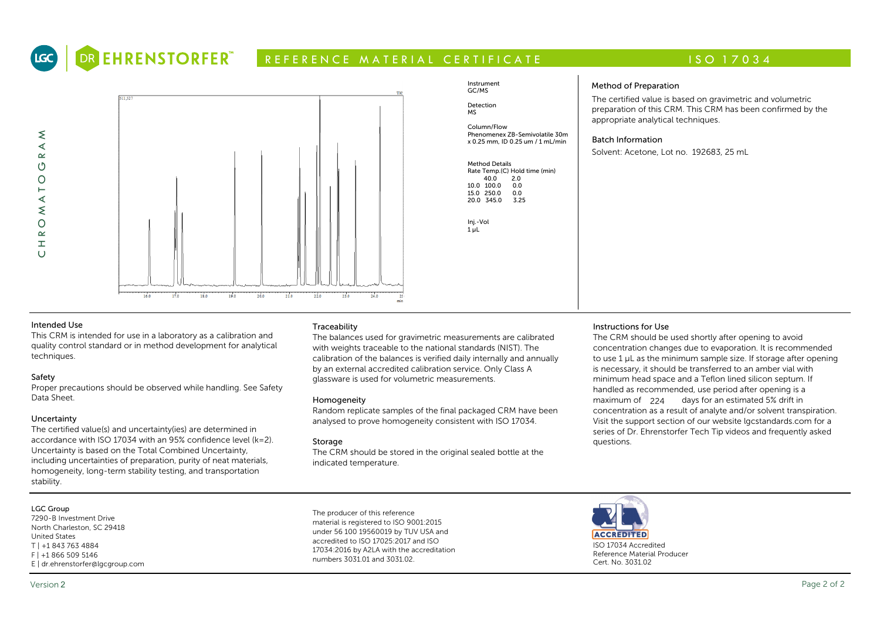# REFERENCE MATERIAL CERTIFICATE — ISO 17034

## CHROMATOGRAM

511,527

TIC

16.0
17.0
18.0
19.0
20.0
21.0
22.0
23.0
24.0
25
min

Instrument
GC/MS

Detection
MS

Column/Flow
Phenomenex ZB-Semivolatile 30m x 0.25 mm, ID 0.25 um / 1 mL/min

Method Details

| Rate | Temp.(C) | Hold time (min) |
|---|---|---|
| | 40.0 | 2.0 |
| 10.0 | 100.0 | 0.0 |
| 15.0 | 250.0 | 0.0 |
| 20.0 | 345.0 | 3.25 |

Inj.-Vol
1 µL

### Method of Preparation

The certified value is based on gravimetric and volumetric preparation of this CRM. This CRM has been confirmed by the appropriate analytical techniques.

### Batch Information

Solvent: Acetone, Lot no. 192683, 25 mL

### Intended Use

This CRM is intended for use in a laboratory as a calibration and quality control standard or in method development for analytical techniques.

### Safety

Proper precautions should be observed while handling. See Safety Data Sheet.

### Uncertainty

The certified value(s) and uncertainty(ies) are determined in accordance with ISO 17034 with an 95% confidence level (k=2). Uncertainty is based on the Total Combined Uncertainty, including uncertainties of preparation, purity of neat materials, homogeneity, long-term stability testing, and transportation stability.

### Traceability

The balances used for gravimetric measurements are calibrated with weights traceable to the national standards (NIST). The calibration of the balances is verified daily internally and annually by an external accredited calibration service. Only Class A glassware is used for volumetric measurements.

### Homogeneity

Random replicate samples of the final packaged CRM have been analysed to prove homogeneity consistent with ISO 17034.

### Storage

The CRM should be stored in the original sealed bottle at the indicated temperature.

### Instructions for Use

The CRM should be used shortly after opening to avoid concentration changes due to evaporation. It is recommended to use 1 µL as the minimum sample size. If storage after opening is necessary, it should be transferred to an amber vial with minimum head space and a Teflon lined silicon septum. If handled as recommended, use period after opening is a maximum of 224 days for an estimated 5% drift in concentration as a result of analyte and/or solvent transpiration. Visit the support section of our website lgcstandards.com for a series of Dr. Ehrenstorfer Tech Tip videos and frequently asked questions.

---

LGC Group
7290-B Investment Drive
North Charleston, SC 29418
United States
T | +1 843 763 4884
F | +1 866 509 5146
E | dr.ehrenstorfer@lgcgroup.com

The producer of this reference material is registered to ISO 9001:2015 under 56 100 19560019 by TUV USA and accredited to ISO 17025:2017 and ISO 17034:2016 by A2LA with the accreditation numbers 3031.01 and 3031.02.

ACCREDITED
ISO 17034 Accredited
Reference Material Producer
Cert. No. 3031.02

Version 2